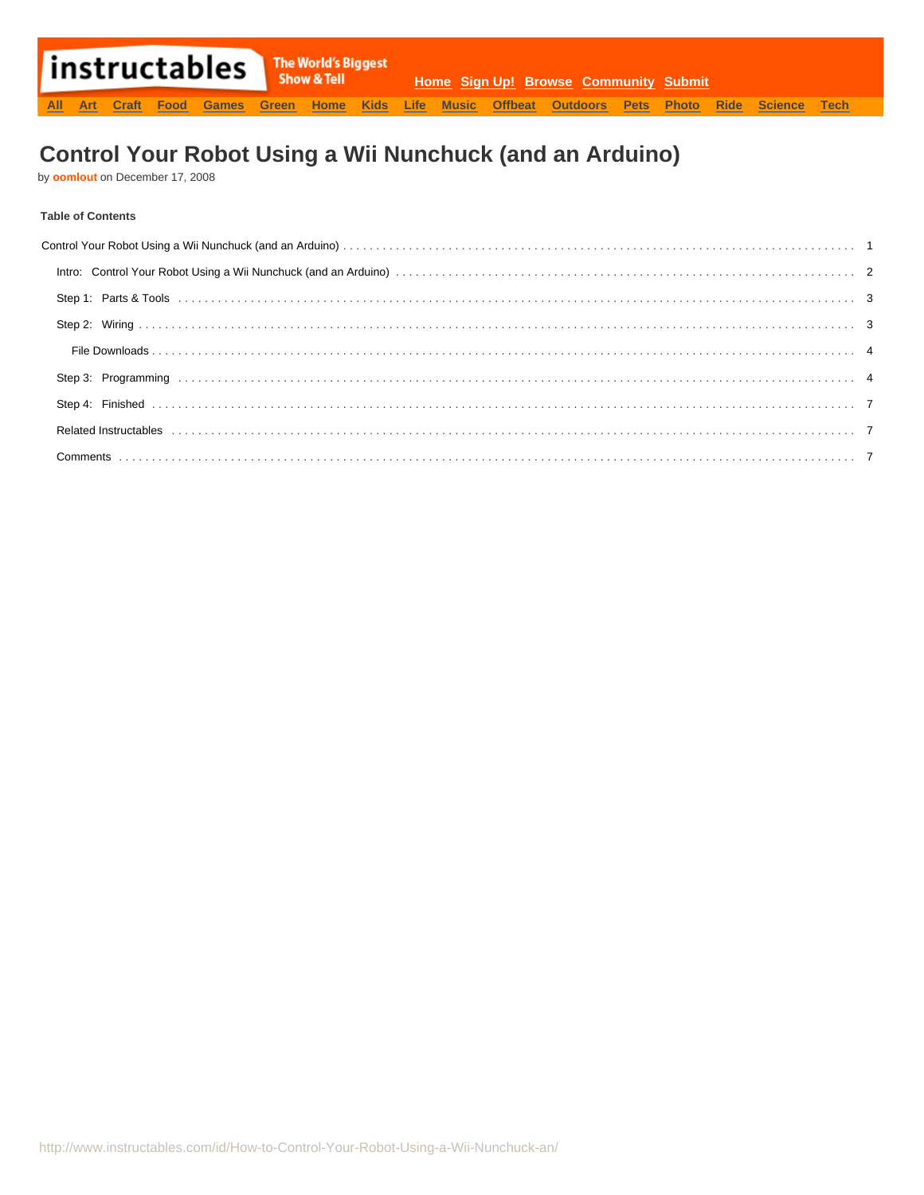instructables — The World's Biggest Show & Tell

Home Sign Up! Browse Community Submit

All Art Craft Food Games Green Home Kids Life Music Offbeat Outdoors Pets Photo Ride Science Tech

# Control Your Robot Using a Wii Nunchuck (and an Arduino)

by **oomlout** on December 17, 2008

**Table of Contents**

- Control Your Robot Using a Wii Nunchuck (and an Arduino) . . . . . 1
  - Intro: Control Your Robot Using a Wii Nunchuck (and an Arduino) . . . . . 2
  - Step 1: Parts & Tools . . . . . 3
  - Step 2: Wiring . . . . . 3
    - File Downloads . . . . . 4
  - Step 3: Programming . . . . . 4
  - Step 4: Finished . . . . . 7
  - Related Instructables . . . . . 7
  - Comments . . . . . 7

http://www.instructables.com/id/How-to-Control-Your-Robot-Using-a-Wii-Nunchuck-an/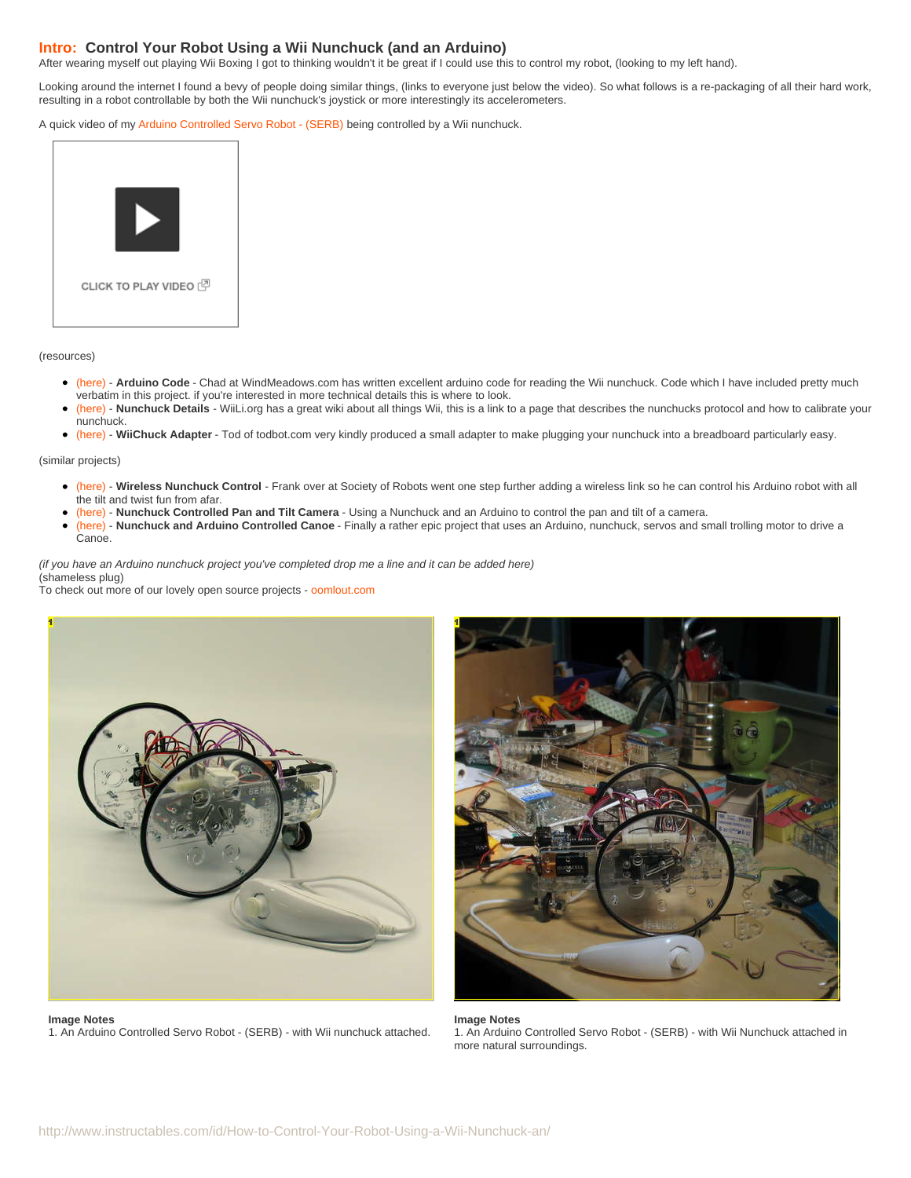# Intro: Control Your Robot Using a Wii Nunchuck (and an Arduino)

After wearing myself out playing Wii Boxing I got to thinking wouldn't it be great if I could use this to control my robot, (looking to my left hand).

Looking around the internet I found a bevy of people doing similar things, (links to everyone just below the video). So what follows is a re-packaging of all their hard work, resulting in a robot controllable by both the Wii nunchuck's joystick or more interestingly its accelerometers.

A quick video of my Arduino Controlled Servo Robot - (SERB) being controlled by a Wii nunchuck.

CLICK TO PLAY VIDEO

(resources)

- (here) - **Arduino Code** - Chad at WindMeadows.com has written excellent arduino code for reading the Wii nunchuck. Code which I have included pretty much verbatim in this project. if you're interested in more technical details this is where to look.
- (here) - **Nunchuck Details** - WiiLi.org has a great wiki about all things Wii, this is a link to a page that describes the nunchucks protocol and how to calibrate your nunchuck.
- (here) - **WiiChuck Adapter** - Tod of todbot.com very kindly produced a small adapter to make plugging your nunchuck into a breadboard particularly easy.

(similar projects)

- (here) - **Wireless Nunchuck Control** - Frank over at Society of Robots went one step further adding a wireless link so he can control his Arduino robot with all the tilt and twist fun from afar.
- (here) - **Nunchuck Controlled Pan and Tilt Camera** - Using a Nunchuck and an Arduino to control the pan and tilt of a camera.
- (here) - **Nunchuck and Arduino Controlled Canoe** - Finally a rather epic project that uses an Arduino, nunchuck, servos and small trolling motor to drive a Canoe.

*(if you have an Arduino nunchuck project you've completed drop me a line and it can be added here)*
(shameless plug)
To check out more of our lovely open source projects - oomlout.com

**Image Notes**
1. An Arduino Controlled Servo Robot - (SERB) - with Wii nunchuck attached.

**Image Notes**
1. An Arduino Controlled Servo Robot - (SERB) - with Wii Nunchuck attached in more natural surroundings.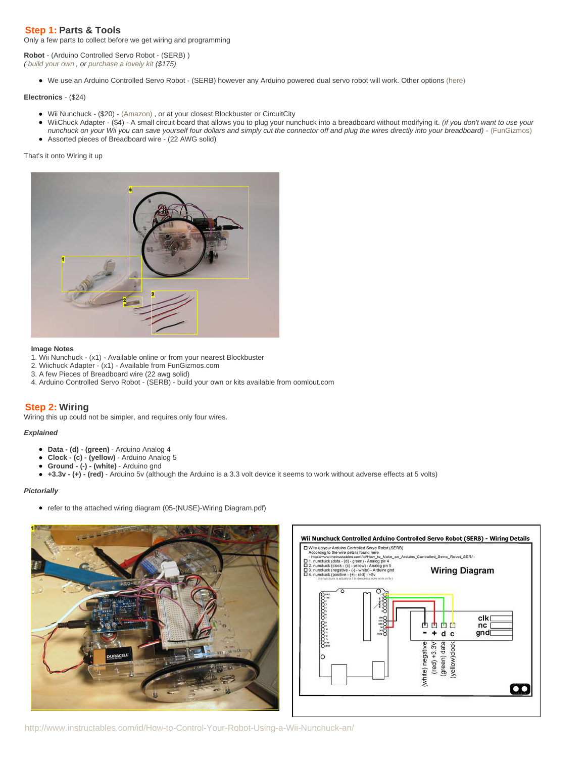## Step 1: Parts & Tools

Only a few parts to collect before we get wiring and programming

**Robot** - (Arduino Controlled Servo Robot - (SERB) )
*( build your own , or purchase a lovely kit ($175)*

- We use an Arduino Controlled Servo Robot - (SERB) however any Arduino powered dual servo robot will work. Other options (here)

**Electronics** - ($24)

- Wii Nunchuck - ($20) - (Amazon) , or at your closest Blockbuster or CircuitCity
- WiiChuck Adapter - ($4) - A small circuit board that allows you to plug your nunchuck into a breadboard without modifying it. *(if you don't want to use your nunchuck on your Wii you can save yourself four dollars and simply cut the connector off and plug the wires directly into your breadboard)* - (FunGizmos)
- Assorted pieces of Breadboard wire - (22 AWG solid)

That's it onto Wiring it up

**Image Notes**

1. Wii Nunchuck - (x1) - Available online or from your nearest Blockbuster
2. Wiichuck Adapter - (x1) - Available from FunGizmos.com
3. A few Pieces of Breadboard wire (22 awg solid)
4. Arduino Controlled Servo Robot - (SERB) - build your own or kits available from oomlout.com

## Step 2: Wiring

Wiring this up could not be simpler, and requires only four wires.

***Explained***

- **Data - (d) - (green)** - Arduino Analog 4
- **Clock - (c) - (yellow)** - Arduino Analog 5
- **Ground - (-) - (white)** - Arduino gnd
- **+3.3v - (+) - (red)** - Arduino 5v (although the Arduino is a 3.3 volt device it seems to work without adverse effects at 5 volts)

***Pictorially***

- refer to the attached wiring diagram (05-(NUSE)-Wiring Diagram.pdf)

http://www.instructables.com/id/How-to-Control-Your-Robot-Using-a-Wii-Nunchuck-an/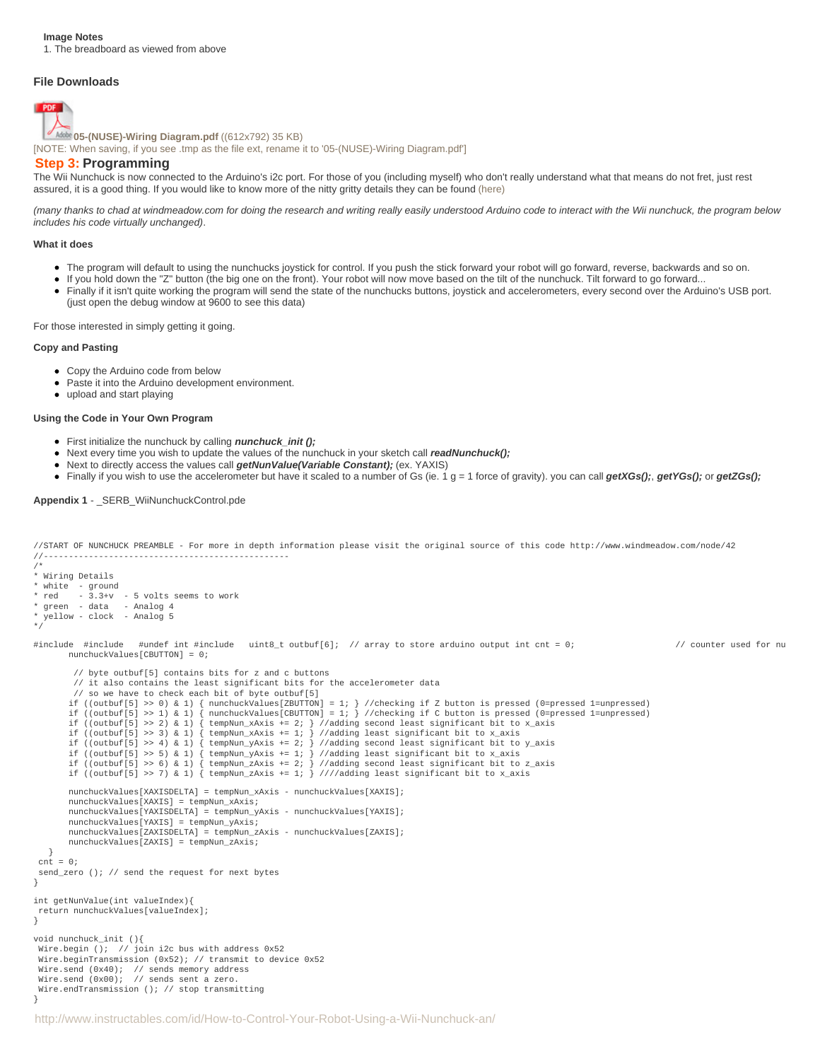**Image Notes**

1. The breadboard as viewed from above

### File Downloads

05-(NUSE)-Wiring Diagram.pdf ((612x792) 35 KB)

[NOTE: When saving, if you see .tmp as the file ext, rename it to '05-(NUSE)-Wiring Diagram.pdf']

## Step 3: Programming

The Wii Nunchuck is now connected to the Arduino's i2c port. For those of you (including myself) who don't really understand what that means do not fret, just rest assured, it is a good thing. If you would like to know more of the nitty gritty details they can be found (here)

*(many thanks to chad at windmeadow.com for doing the research and writing really easily understood Arduino code to interact with the Wii nunchuck, the program below includes his code virtually unchanged).*

**What it does**

- The program will default to using the nunchucks joystick for control. If you push the stick forward your robot will go forward, reverse, backwards and so on.
- If you hold down the "Z" button (the big one on the front). Your robot will now move based on the tilt of the nunchuck. Tilt forward to go forward...
- Finally if it isn't quite working the program will send the state of the nunchucks buttons, joystick and accelerometers, every second over the Arduino's USB port. (just open the debug window at 9600 to see this data)

For those interested in simply getting it going.

**Copy and Pasting**

- Copy the Arduino code from below
- Paste it into the Arduino development environment.
- upload and start playing

**Using the Code in Your Own Program**

- First initialize the nunchuck by calling ***nunchuck_init ();***
- Next every time you wish to update the values of the nunchuck in your sketch call ***readNunchuck();***
- Next to directly access the values call ***getNunValue(Variable Constant);*** (ex. YAXIS)
- Finally if you wish to use the accelerometer but have it scaled to a number of Gs (ie. 1 g = 1 force of gravity). you can call ***getXGs();***, ***getYGs();*** or ***getZGs();***

**Appendix 1** - _SERB_WiiNunchuckControl.pde

```
//START OF NUNCHUCK PREAMBLE - For more in depth information please visit the original source of this code http://www.windmeadow.com/node/42
//-------------------------------------------------
/*
* Wiring Details
* white  - ground
* red    - 3.3+v  - 5 volts seems to work
* green  - data   - Analog 4
* yellow - clock  - Analog 5
*/

#include  #include   #undef int #include   uint8_t outbuf[6];  // array to store arduino output int cnt = 0;                    // counter used for nu
       nunchuckValues[CBUTTON] = 0;

        // byte outbuf[5] contains bits for z and c buttons
        // it also contains the least significant bits for the accelerometer data
        // so we have to check each bit of byte outbuf[5]
       if ((outbuf[5] >> 0) & 1) { nunchuckValues[ZBUTTON] = 1; } //checking if Z button is pressed (0=pressed 1=unpressed)
       if ((outbuf[5] >> 1) & 1) { nunchuckValues[CBUTTON] = 1; } //checking if C button is pressed (0=pressed 1=unpressed)
       if ((outbuf[5] >> 2) & 1) { tempNun_xAxis += 2; } //adding second least significant bit to x_axis
       if ((outbuf[5] >> 3) & 1) { tempNun_xAxis += 1; } //adding least significant bit to x_axis
       if ((outbuf[5] >> 4) & 1) { tempNun_yAxis += 2; } //adding second least significant bit to y_axis
       if ((outbuf[5] >> 5) & 1) { tempNun_yAxis += 1; } //adding least significant bit to x_axis
       if ((outbuf[5] >> 6) & 1) { tempNun_zAxis += 2; } //adding second least significant bit to z_axis
       if ((outbuf[5] >> 7) & 1) { tempNun_zAxis += 1; } ////adding least significant bit to x_axis

       nunchuckValues[XAXISDELTA] = tempNun_xAxis - nunchuckValues[XAXIS];
       nunchuckValues[XAXIS] = tempNun_xAxis;
       nunchuckValues[YAXISDELTA] = tempNun_yAxis - nunchuckValues[YAXIS];
       nunchuckValues[YAXIS] = tempNun_yAxis;
       nunchuckValues[ZAXISDELTA] = tempNun_zAxis - nunchuckValues[ZAXIS];
       nunchuckValues[ZAXIS] = tempNun_zAxis;
   }
 cnt = 0;
 send_zero (); // send the request for next bytes
}

int getNunValue(int valueIndex){
 return nunchuckValues[valueIndex];
}

void nunchuck_init (){
 Wire.begin ();  // join i2c bus with address 0x52
 Wire.beginTransmission (0x52); // transmit to device 0x52
 Wire.send (0x40);  // sends memory address
 Wire.send (0x00);  // sends sent a zero.
 Wire.endTransmission (); // stop transmitting
}
```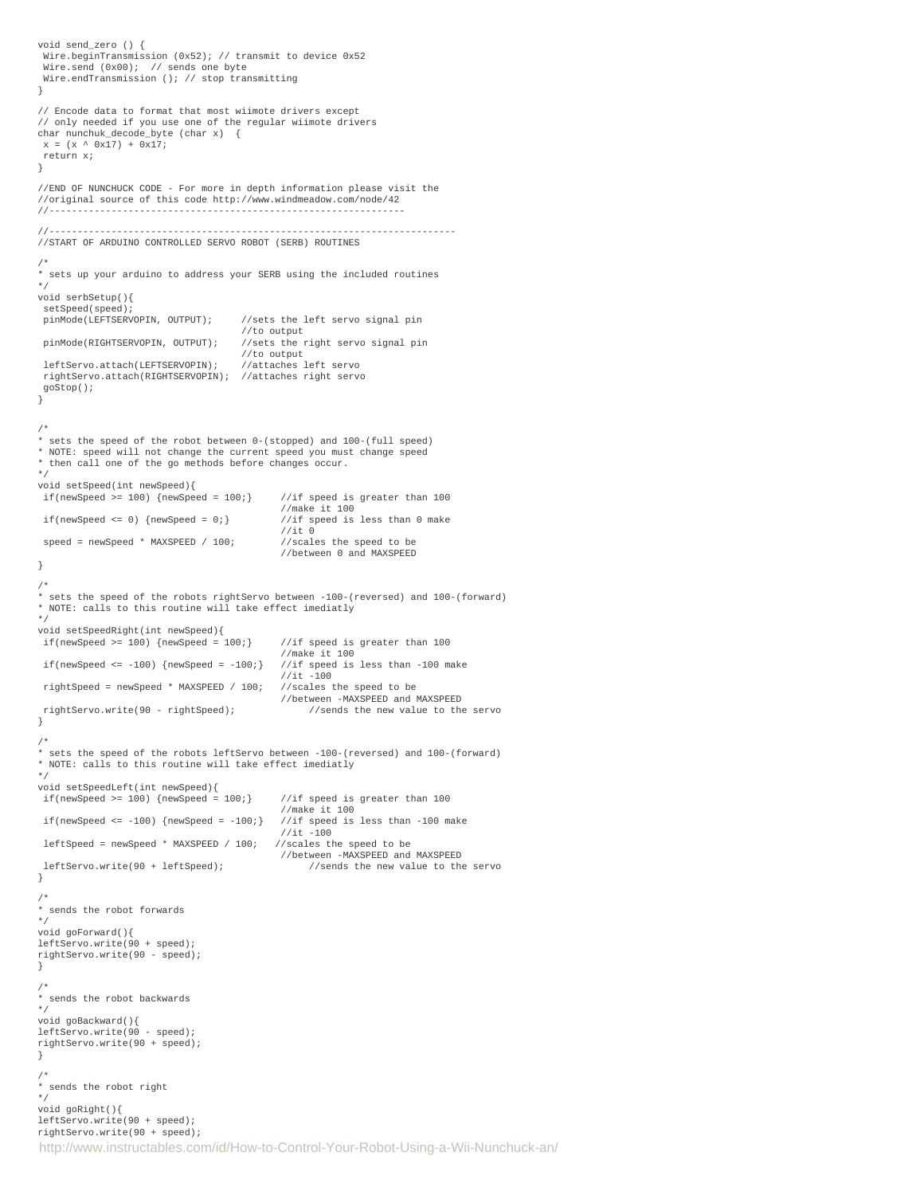```
void send_zero () {
 Wire.beginTransmission (0x52); // transmit to device 0x52
 Wire.send (0x00);  // sends one byte
 Wire.endTransmission (); // stop transmitting
}

// Encode data to format that most wiimote drivers except
// only needed if you use one of the regular wiimote drivers
char nunchuk_decode_byte (char x)  {
 x = (x ^ 0x17) + 0x17;
 return x;
}

//END OF NUNCHUCK CODE - For more in depth information please visit the
//original source of this code http://www.windmeadow.com/node/42
//---------------------------------------------------------------

//------------------------------------------------------------------------
//START OF ARDUINO CONTROLLED SERVO ROBOT (SERB) ROUTINES

/*
* sets up your arduino to address your SERB using the included routines
*/
void serbSetup(){
 setSpeed(speed);
 pinMode(LEFTSERVOPIN, OUTPUT);     //sets the left servo signal pin
                                    //to output
 pinMode(RIGHTSERVOPIN, OUTPUT);    //sets the right servo signal pin
                                    //to output
 leftServo.attach(LEFTSERVOPIN);    //attaches left servo
 rightServo.attach(RIGHTSERVOPIN);  //attaches right servo
 goStop();
}


/*
* sets the speed of the robot between 0-(stopped) and 100-(full speed)
* NOTE: speed will not change the current speed you must change speed
* then call one of the go methods before changes occur.
*/
void setSpeed(int newSpeed){
 if(newSpeed >= 100) {newSpeed = 100;}     //if speed is greater than 100
                                           //make it 100
 if(newSpeed <= 0) {newSpeed = 0;}         //if speed is less than 0 make
                                           //it 0
 speed = newSpeed * MAXSPEED / 100;        //scales the speed to be
                                           //between 0 and MAXSPEED
}

/*
* sets the speed of the robots rightServo between -100-(reversed) and 100-(forward)
* NOTE: calls to this routine will take effect imediatly
*/
void setSpeedRight(int newSpeed){
 if(newSpeed >= 100) {newSpeed = 100;}     //if speed is greater than 100
                                           //make it 100
 if(newSpeed <= -100) {newSpeed = -100;}   //if speed is less than -100 make
                                           //it -100
 rightSpeed = newSpeed * MAXSPEED / 100;   //scales the speed to be
                                           //between -MAXSPEED and MAXSPEED
 rightServo.write(90 - rightSpeed);             //sends the new value to the servo
}

/*
* sets the speed of the robots leftServo between -100-(reversed) and 100-(forward)
* NOTE: calls to this routine will take effect imediatly
*/
void setSpeedLeft(int newSpeed){
 if(newSpeed >= 100) {newSpeed = 100;}     //if speed is greater than 100
                                           //make it 100
 if(newSpeed <= -100) {newSpeed = -100;}   //if speed is less than -100 make
                                           //it -100
 leftSpeed = newSpeed * MAXSPEED / 100;   //scales the speed to be
                                           //between -MAXSPEED and MAXSPEED
 leftServo.write(90 + leftSpeed);               //sends the new value to the servo
}

/*
* sends the robot forwards
*/
void goForward(){
leftServo.write(90 + speed);
rightServo.write(90 - speed);
}

/*
* sends the robot backwards
*/
void goBackward(){
leftServo.write(90 - speed);
rightServo.write(90 + speed);
}

/*
* sends the robot right
*/
void goRight(){
leftServo.write(90 + speed);
rightServo.write(90 + speed);
```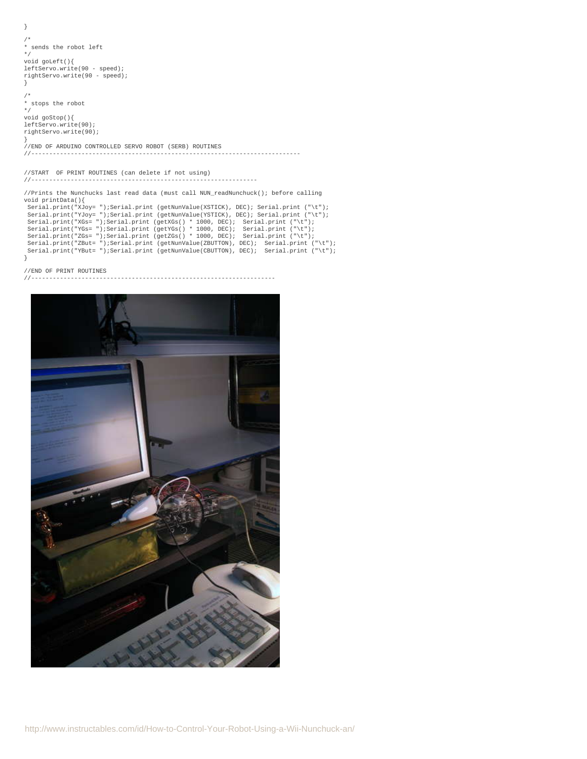```
}

/*
* sends the robot left
*/
void goLeft(){
leftServo.write(90 - speed);
rightServo.write(90 - speed);
}

/*
* stops the robot
*/
void goStop(){
leftServo.write(90);
rightServo.write(90);
}
//END OF ARDUINO CONTROLLED SERVO ROBOT (SERB) ROUTINES
//---------------------------------------------------------------------------


//START  OF PRINT ROUTINES (can delete if not using)
//---------------------------------------------------------------

//Prints the Nunchucks last read data (must call NUN_readNunchuck(); before calling
void printData(){
 Serial.print("XJoy= ");Serial.print (getNunValue(XSTICK), DEC); Serial.print ("\t");
 Serial.print("YJoy= ");Serial.print (getNunValue(YSTICK), DEC); Serial.print ("\t");
 Serial.print("XGs= ");Serial.print (getXGs() * 1000, DEC);  Serial.print ("\t");
 Serial.print("YGs= ");Serial.print (getYGs() * 1000, DEC);  Serial.print ("\t");
 Serial.print("ZGs= ");Serial.print (getZGs() * 1000, DEC);  Serial.print ("\t");
 Serial.print("ZBut= ");Serial.print (getNunValue(ZBUTTON), DEC);  Serial.print ("\t");
 Serial.print("YBut= ");Serial.print (getNunValue(CBUTTON), DEC);  Serial.print ("\t");
}

//END OF PRINT ROUTINES
//--------------------------------------------------------------------
```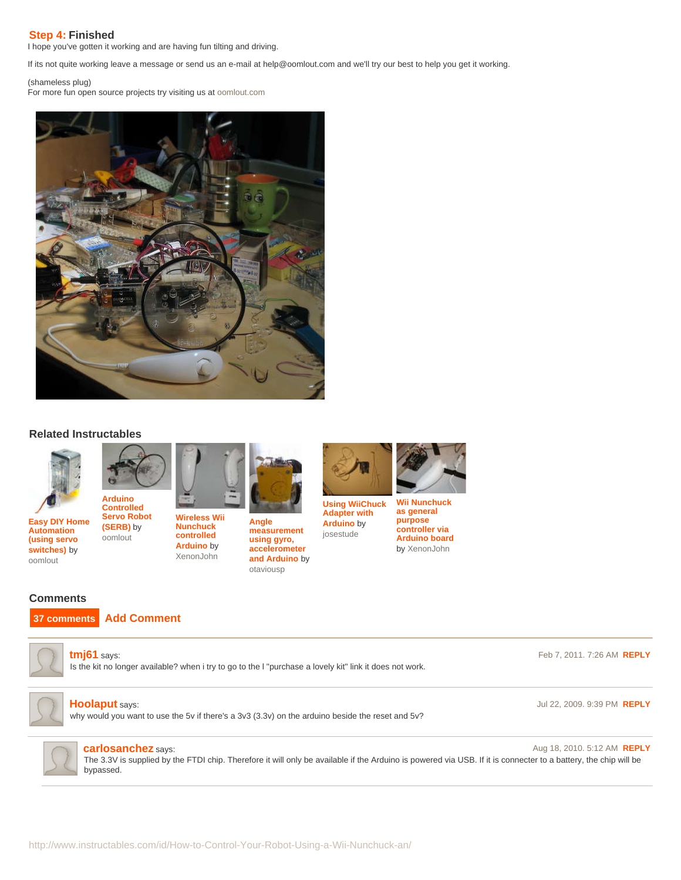## Step 4: Finished

I hope you've gotten it working and are having fun tilting and driving.

If its not quite working leave a message or send us an e-mail at help@oomlout.com and we'll try our best to help you get it working.

(shameless plug)
For more fun open source projects try visiting us at oomlout.com

### Related Instructables

- **Easy DIY Home Automation (using servo switches)** by oomlout
- **Arduino Controlled Servo Robot (SERB)** by oomlout
- **Wireless Wii Nunchuck controlled Arduino** by XenonJohn
- **Angle measurement using gyro, accelerometer and Arduino** by otaviousp
- **Using WiiChuck Adapter with Arduino** by josestude
- **Wii Nunchuck as general purpose controller via Arduino board** by XenonJohn

### Comments

37 comments Add Comment

**tmj61** says: Feb 7, 2011. 7:26 AM REPLY
Is the kit no longer available? when i try to go to the I "purchase a lovely kit" link it does not work.

**Hoolaput** says: Jul 22, 2009. 9:39 PM REPLY
why would you want to use the 5v if there's a 3v3 (3.3v) on the arduino beside the reset and 5v?

> **carlosanchez** says: Aug 18, 2010. 5:12 AM REPLY
> The 3.3V is supplied by the FTDI chip. Therefore it will only be available if the Arduino is powered via USB. If it is connecter to a battery, the chip will be bypassed.

http://www.instructables.com/id/How-to-Control-Your-Robot-Using-a-Wii-Nunchuck-an/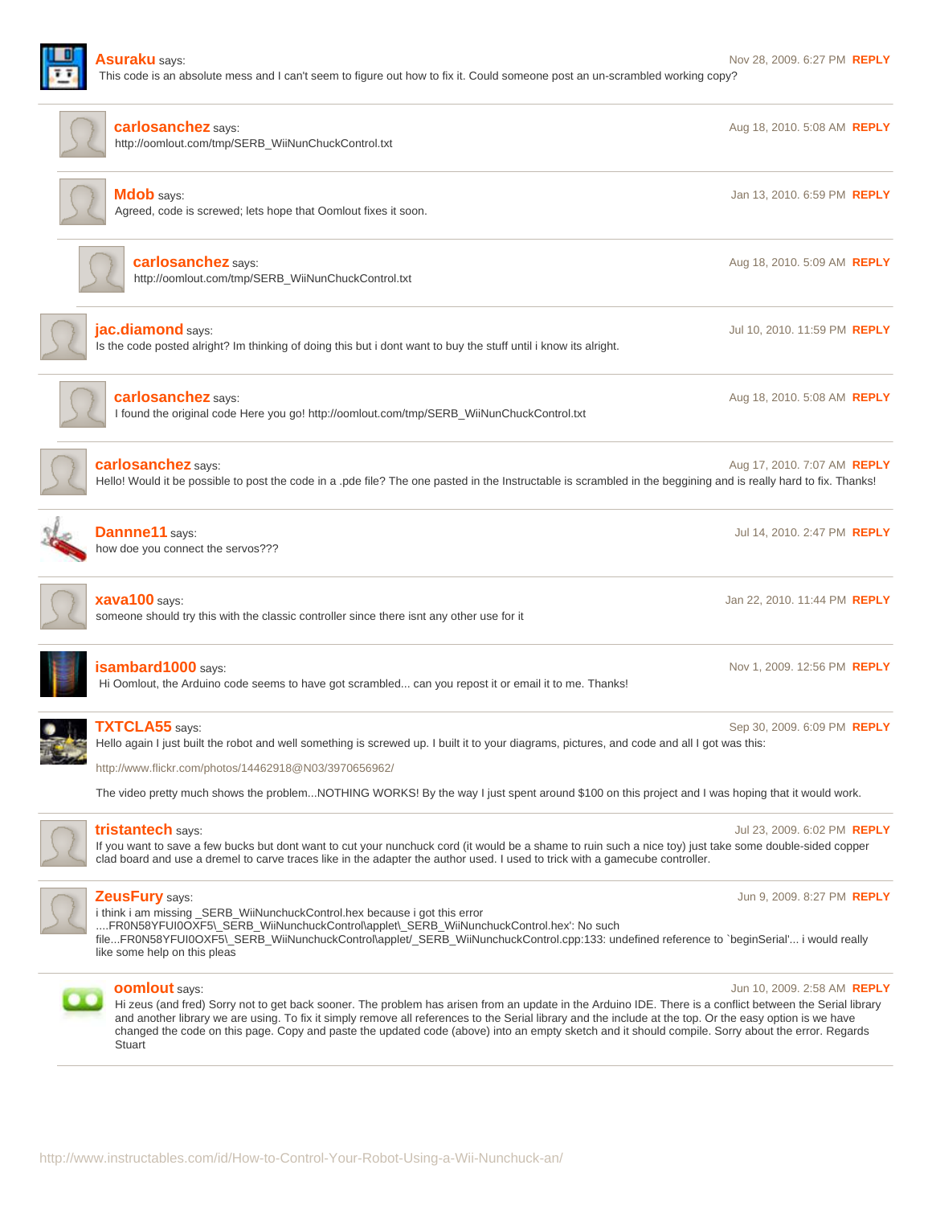**Asuraku** says: Nov 28, 2009. 6:27 PM REPLY

This code is an absolute mess and I can't seem to figure out how to fix it. Could someone post an un-scrambled working copy?

**carlosanchez** says: Aug 18, 2010. 5:08 AM REPLY

http://oomlout.com/tmp/SERB_WiiNunChuckControl.txt

**Mdob** says: Jan 13, 2010. 6:59 PM REPLY

Agreed, code is screwed; lets hope that Oomlout fixes it soon.

**carlosanchez** says: Aug 18, 2010. 5:09 AM REPLY

http://oomlout.com/tmp/SERB_WiiNunChuckControl.txt

**jac.diamond** says: Jul 10, 2010. 11:59 PM REPLY

Is the code posted alright? Im thinking of doing this but i dont want to buy the stuff until i know its alright.

**carlosanchez** says: Aug 18, 2010. 5:08 AM REPLY

I found the original code Here you go! http://oomlout.com/tmp/SERB_WiiNunChuckControl.txt

**carlosanchez** says: Aug 17, 2010. 7:07 AM REPLY

Hello! Would it be possible to post the code in a .pde file? The one pasted in the Instructable is scrambled in the beggining and is really hard to fix. Thanks!

**Dannne11** says: Jul 14, 2010. 2:47 PM REPLY

how doe you connect the servos???

**xava100** says: Jan 22, 2010. 11:44 PM REPLY

someone should try this with the classic controller since there isnt any other use for it

**isambard1000** says: Nov 1, 2009. 12:56 PM REPLY

Hi Oomlout, the Arduino code seems to have got scrambled... can you repost it or email it to me. Thanks!

**TXTCLA55** says: Sep 30, 2009. 6:09 PM REPLY

Hello again I just built the robot and well something is screwed up. I built it to your diagrams, pictures, and code and all I got was this:

http://www.flickr.com/photos/14462918@N03/3970656962/

The video pretty much shows the problem...NOTHING WORKS! By the way I just spent around $100 on this project and I was hoping that it would work.

**tristantech** says: Jul 23, 2009. 6:02 PM REPLY

If you want to save a few bucks but dont want to cut your nunchuck cord (it would be a shame to ruin such a nice toy) just take some double-sided copper clad board and use a dremel to carve traces like in the adapter the author used. I used to trick with a gamecube controller.

**ZeusFury** says: Jun 9, 2009. 8:27 PM REPLY

i think i am missing _SERB_WiiNunchuckControl.hex because i got this error ....FR0N58YFUI0OXF5\_SERB_WiiNunchuckControl\applet\_SERB_WiiNunchuckControl.hex': No such file...FR0N58YFUI0OXF5\_SERB_WiiNunchuckControl\applet/_SERB_WiiNunchuckControl.cpp:133: undefined reference to `beginSerial'... i would really like some help on this pleas

**oomlout** says: Jun 10, 2009. 2:58 AM REPLY

Hi zeus (and fred) Sorry not to get back sooner. The problem has arisen from an update in the Arduino IDE. There is a conflict between the Serial library and another library we are using. To fix it simply remove all references to the Serial library and the include at the top. Or the easy option is we have changed the code on this page. Copy and paste the updated code (above) into an empty sketch and it should compile. Sorry about the error. Regards Stuart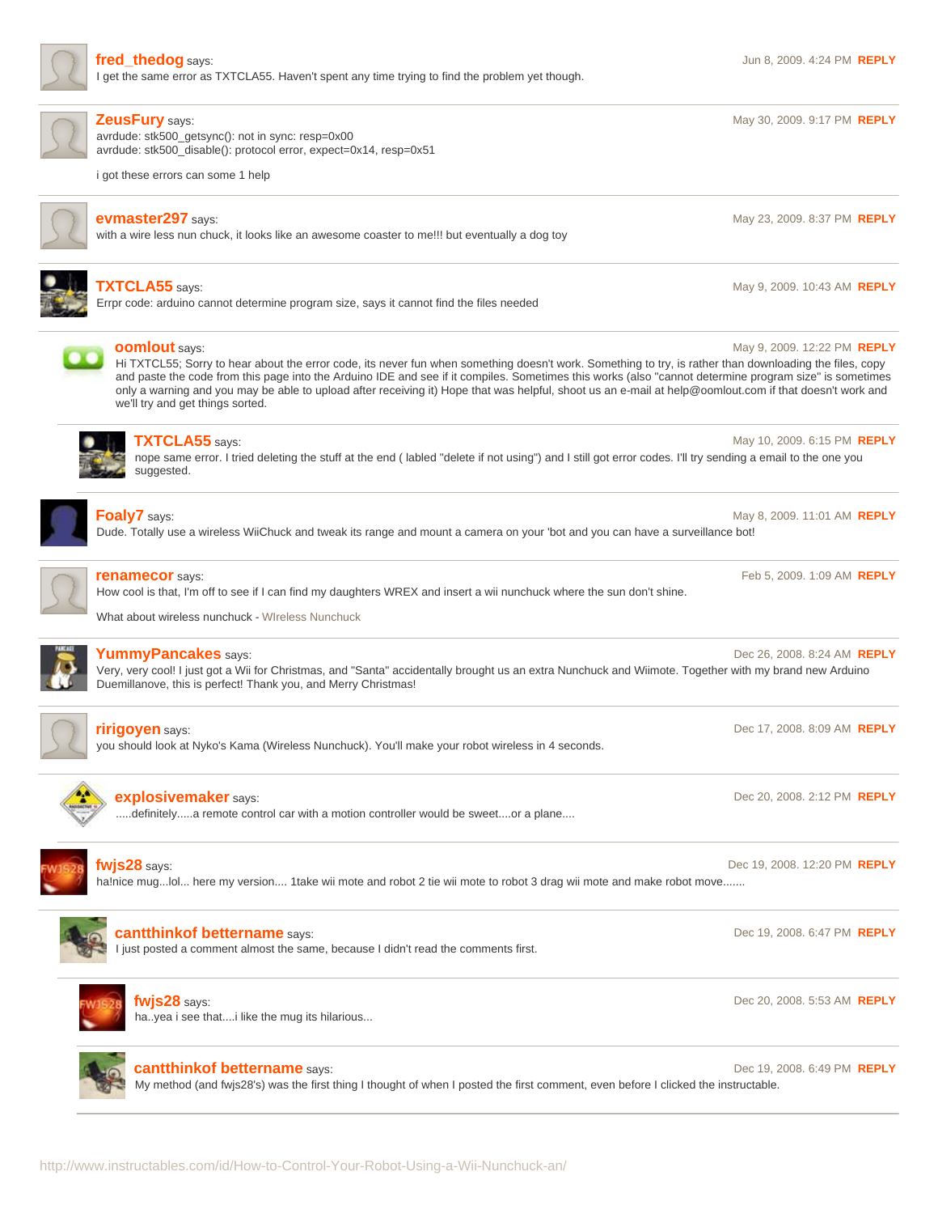**fred_thedog** says: Jun 8, 2009. 4:24 PM REPLY

I get the same error as TXTCLA55. Haven't spent any time trying to find the problem yet though.

---

**ZeusFury** says: May 30, 2009. 9:17 PM REPLY

avrdude: stk500_getsync(): not in sync: resp=0x00
avrdude: stk500_disable(): protocol error, expect=0x14, resp=0x51

i got these errors can some 1 help

---

**evmaster297** says: May 23, 2009. 8:37 PM REPLY

with a wire less nun chuck, it looks like an awesome coaster to me!!! but eventually a dog toy

---

**TXTCLA55** says: May 9, 2009. 10:43 AM REPLY

Errpr code: arduino cannot determine program size, says it cannot find the files needed

> **oomlout** says: May 9, 2009. 12:22 PM REPLY
>
> Hi TXTCL55; Sorry to hear about the error code, its never fun when something doesn't work. Something to try, is rather than downloading the files, copy and paste the code from this page into the Arduino IDE and see if it compiles. Sometimes this works (also "cannot determine program size" is sometimes only a warning and you may be able to upload after receiving it) Hope that was helpful, shoot us an e-mail at help@oomlout.com if that doesn't work and we'll try and get things sorted.
>
> > **TXTCLA55** says: May 10, 2009. 6:15 PM REPLY
> >
> > nope same error. I tried deleting the stuff at the end ( labled "delete if not using") and I still got error codes. I'll try sending a email to the one you suggested.

---

**Foaly7** says: May 8, 2009. 11:01 AM REPLY

Dude. Totally use a wireless WiiChuck and tweak its range and mount a camera on your 'bot and you can have a surveillance bot!

---

**renamecor** says: Feb 5, 2009. 1:09 AM REPLY

How cool is that, I'm off to see if I can find my daughters WREX and insert a wii nunchuck where the sun don't shine.

What about wireless nunchuck - WIreless Nunchuck

---

**YummyPancakes** says: Dec 26, 2008. 8:24 AM REPLY

Very, very cool! I just got a Wii for Christmas, and "Santa" accidentally brought us an extra Nunchuck and Wiimote. Together with my brand new Arduino Duemillanove, this is perfect! Thank you, and Merry Christmas!

---

**ririgoyen** says: Dec 17, 2008. 8:09 AM REPLY

you should look at Nyko's Kama (Wireless Nunchuck). You'll make your robot wireless in 4 seconds.

> **explosivemaker** says: Dec 20, 2008. 2:12 PM REPLY
>
> .....definitely.....a remote control car with a motion controller would be sweet....or a plane....

---

**fwjs28** says: Dec 19, 2008. 12:20 PM REPLY

ha!nice mug...lol... here my version.... 1take wii mote and robot 2 tie wii mote to robot 3 drag wii mote and make robot move.......

> **cantthinkof bettername** says: Dec 19, 2008. 6:47 PM REPLY
>
> I just posted a comment almost the same, because I didn't read the comments first.
>
> > **fwjs28** says: Dec 20, 2008. 5:53 AM REPLY
> >
> > ha..yea i see that....i like the mug its hilarious...
>
> > **cantthinkof bettername** says: Dec 19, 2008. 6:49 PM REPLY
> >
> > My method (and fwjs28's) was the first thing I thought of when I posted the first comment, even before I clicked the instructable.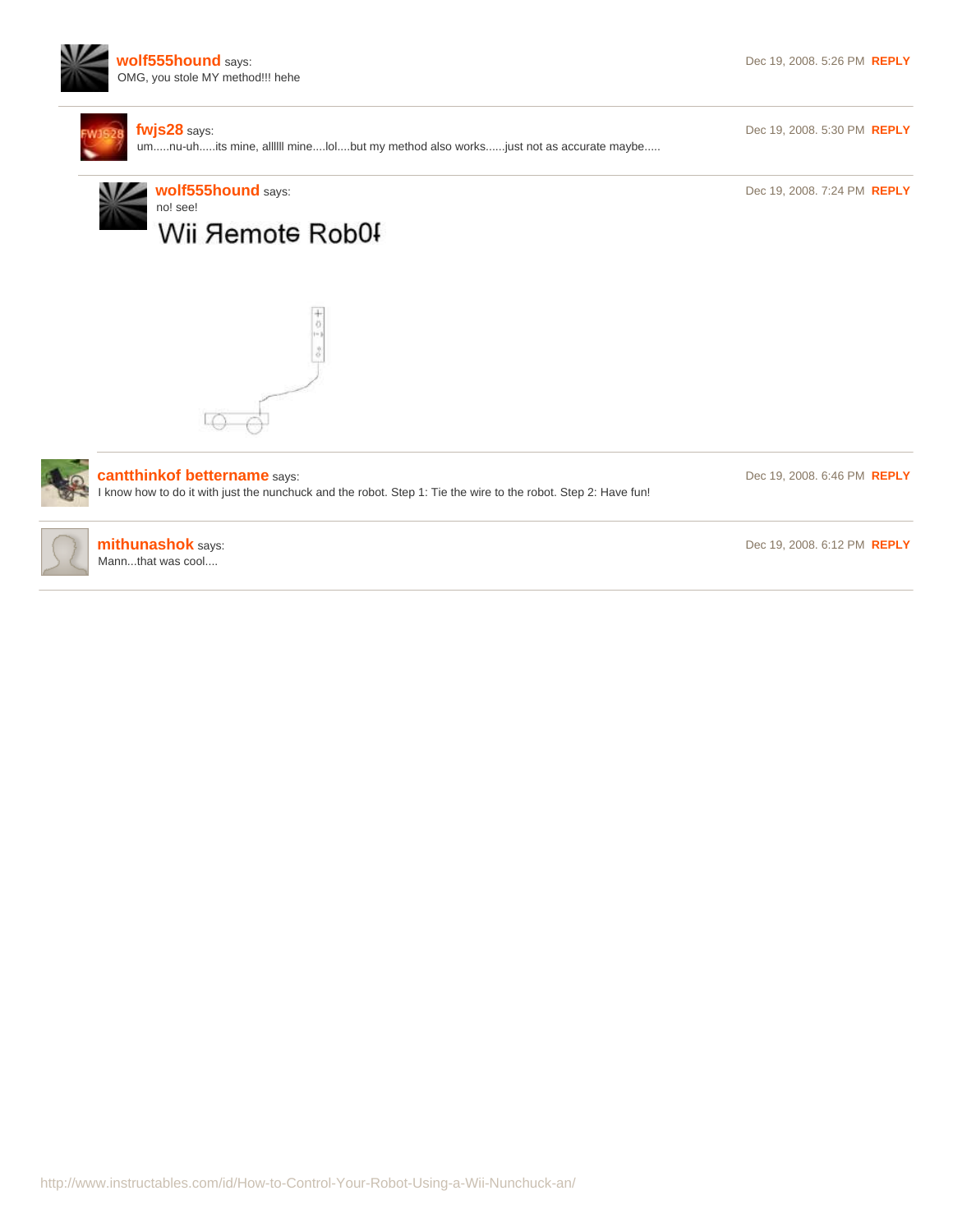**wolf555hound** says: Dec 19, 2008. 5:26 PM **REPLY**

OMG, you stole MY method!!! hehe

**fwjs28** says: Dec 19, 2008. 5:30 PM **REPLY**

um.....nu-uh.....its mine, allllll mine....lol....but my method also works......just not as accurate maybe.....

**wolf555hound** says: Dec 19, 2008. 7:24 PM **REPLY**

no! see!

Wii Яemote Rob0ꜰ

**cantthinkof bettername** says: Dec 19, 2008. 6:46 PM **REPLY**

I know how to do it with just the nunchuck and the robot. Step 1: Tie the wire to the robot. Step 2: Have fun!

**mithunashok** says: Dec 19, 2008. 6:12 PM **REPLY**

Mann...that was cool....